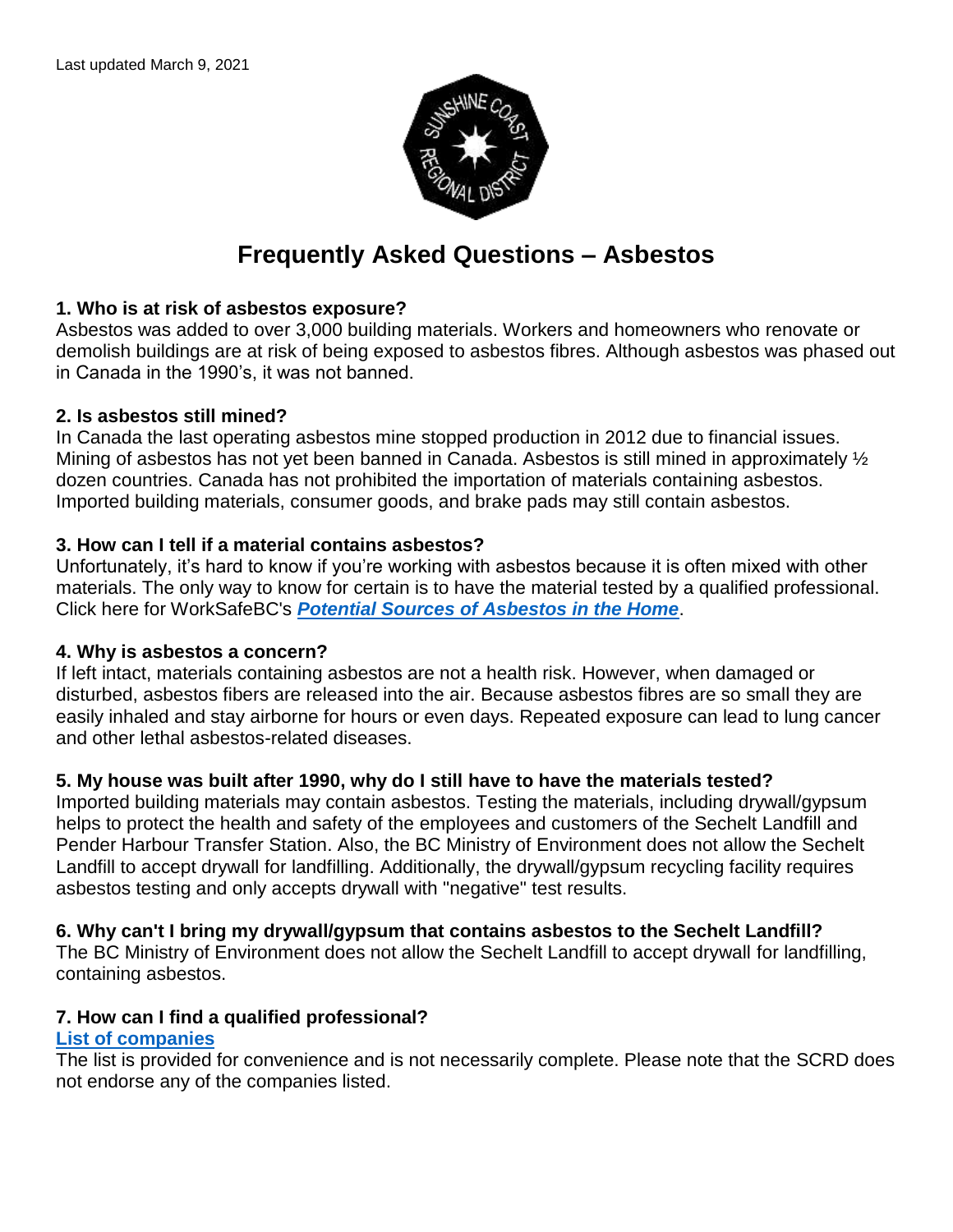Last updated March 9, 2021

# Frequently Asked Questions – Asbestos

### 1. Who is at risk of asbestos exposure?

Asbestos was added to over 3,000 building materials. Workers and homeowners who renovate or demolish buildings are at risk of being exposed to asbestos fibres. Although asbestos was phased out in Canada in the 1990's, it was not banned.

### 2. Is asbestos still mined?

In Canada the last operating asbestos mine stopped production in 2012 due to financial issues. Mining of asbestos has not yet been banned in Canada. Asbestos is still mined in approximately ½ dozen countries. Canada has not prohibited the importation of materials containing asbestos. Imported building materials, consumer goods, and brake pads may still contain asbestos.

### 3. How can I tell if a material contains asbestos?

Unfortunately, it's hard to know if you're working with asbestos because it is often mixed with other materials. The only way to know for certain is to have the material tested by a qualified professional. Click here for WorkSafeBC's ***Potential Sources of Asbestos in the Home***.

### 4. Why is asbestos a concern?

If left intact, materials containing asbestos are not a health risk. However, when damaged or disturbed, asbestos fibers are released into the air. Because asbestos fibres are so small they are easily inhaled and stay airborne for hours or even days. Repeated exposure can lead to lung cancer and other lethal asbestos-related diseases.

### 5. My house was built after 1990, why do I still have to have the materials tested?

Imported building materials may contain asbestos. Testing the materials, including drywall/gypsum helps to protect the health and safety of the employees and customers of the Sechelt Landfill and Pender Harbour Transfer Station. Also, the BC Ministry of Environment does not allow the Sechelt Landfill to accept drywall for landfilling. Additionally, the drywall/gypsum recycling facility requires asbestos testing and only accepts drywall with "negative" test results.

### 6. Why can't I bring my drywall/gypsum that contains asbestos to the Sechelt Landfill?

The BC Ministry of Environment does not allow the Sechelt Landfill to accept drywall for landfilling, containing asbestos.

### 7. How can I find a qualified professional?

**List of companies**

The list is provided for convenience and is not necessarily complete. Please note that the SCRD does not endorse any of the companies listed.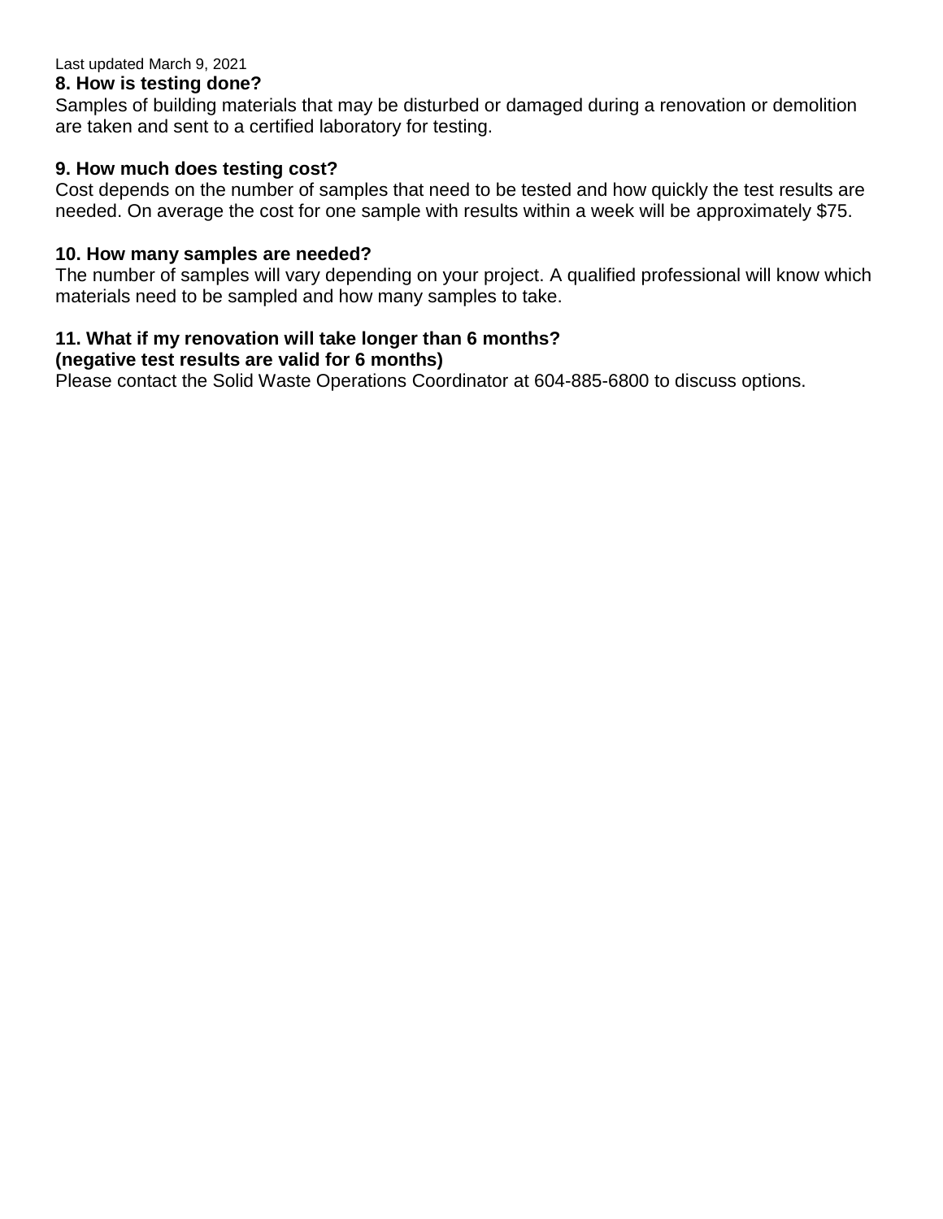Last updated March 9, 2021

**8. How is testing done?**

Samples of building materials that may be disturbed or damaged during a renovation or demolition are taken and sent to a certified laboratory for testing.

**9. How much does testing cost?**

Cost depends on the number of samples that need to be tested and how quickly the test results are needed. On average the cost for one sample with results within a week will be approximately $75.

**10. How many samples are needed?**

The number of samples will vary depending on your project. A qualified professional will know which materials need to be sampled and how many samples to take.

**11. What if my renovation will take longer than 6 months?**
**(negative test results are valid for 6 months)**

Please contact the Solid Waste Operations Coordinator at 604-885-6800 to discuss options.